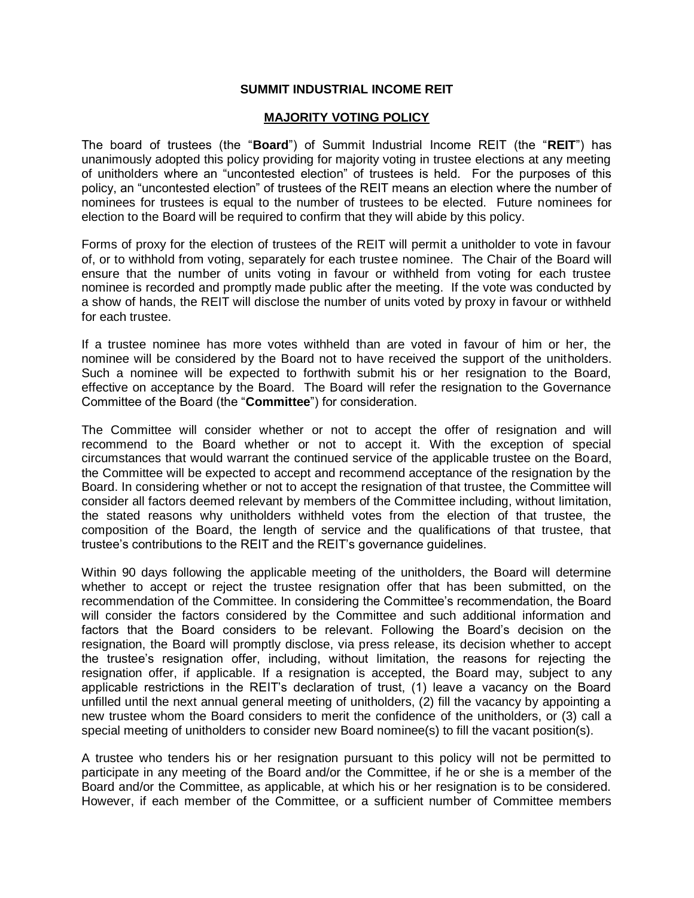# SUMMIT INDUSTRIAL INCOME REIT

## MAJORITY VOTING POLICY

The board of trustees (the "**Board**") of Summit Industrial Income REIT (the "**REIT**") has unanimously adopted this policy providing for majority voting in trustee elections at any meeting of unitholders where an "uncontested election" of trustees is held. For the purposes of this policy, an "uncontested election" of trustees of the REIT means an election where the number of nominees for trustees is equal to the number of trustees to be elected. Future nominees for election to the Board will be required to confirm that they will abide by this policy.

Forms of proxy for the election of trustees of the REIT will permit a unitholder to vote in favour of, or to withhold from voting, separately for each trustee nominee. The Chair of the Board will ensure that the number of units voting in favour or withheld from voting for each trustee nominee is recorded and promptly made public after the meeting. If the vote was conducted by a show of hands, the REIT will disclose the number of units voted by proxy in favour or withheld for each trustee.

If a trustee nominee has more votes withheld than are voted in favour of him or her, the nominee will be considered by the Board not to have received the support of the unitholders. Such a nominee will be expected to forthwith submit his or her resignation to the Board, effective on acceptance by the Board. The Board will refer the resignation to the Governance Committee of the Board (the "**Committee**") for consideration.

The Committee will consider whether or not to accept the offer of resignation and will recommend to the Board whether or not to accept it. With the exception of special circumstances that would warrant the continued service of the applicable trustee on the Board, the Committee will be expected to accept and recommend acceptance of the resignation by the Board. In considering whether or not to accept the resignation of that trustee, the Committee will consider all factors deemed relevant by members of the Committee including, without limitation, the stated reasons why unitholders withheld votes from the election of that trustee, the composition of the Board, the length of service and the qualifications of that trustee, that trustee's contributions to the REIT and the REIT's governance guidelines.

Within 90 days following the applicable meeting of the unitholders, the Board will determine whether to accept or reject the trustee resignation offer that has been submitted, on the recommendation of the Committee. In considering the Committee's recommendation, the Board will consider the factors considered by the Committee and such additional information and factors that the Board considers to be relevant. Following the Board's decision on the resignation, the Board will promptly disclose, via press release, its decision whether to accept the trustee's resignation offer, including, without limitation, the reasons for rejecting the resignation offer, if applicable. If a resignation is accepted, the Board may, subject to any applicable restrictions in the REIT's declaration of trust, (1) leave a vacancy on the Board unfilled until the next annual general meeting of unitholders, (2) fill the vacancy by appointing a new trustee whom the Board considers to merit the confidence of the unitholders, or (3) call a special meeting of unitholders to consider new Board nominee(s) to fill the vacant position(s).

A trustee who tenders his or her resignation pursuant to this policy will not be permitted to participate in any meeting of the Board and/or the Committee, if he or she is a member of the Board and/or the Committee, as applicable, at which his or her resignation is to be considered. However, if each member of the Committee, or a sufficient number of Committee members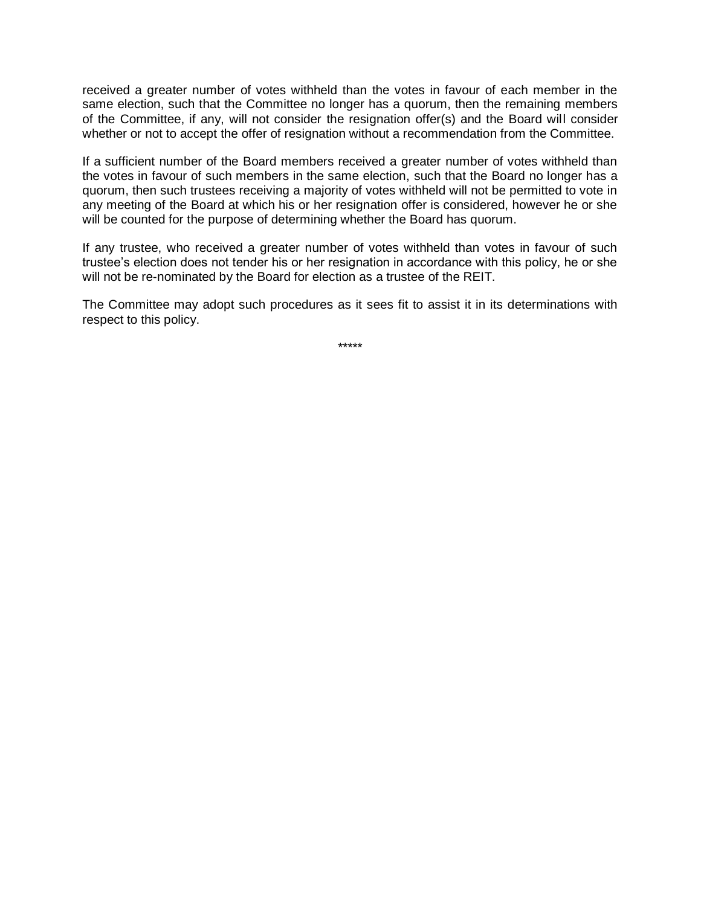received a greater number of votes withheld than the votes in favour of each member in the same election, such that the Committee no longer has a quorum, then the remaining members of the Committee, if any, will not consider the resignation offer(s) and the Board will consider whether or not to accept the offer of resignation without a recommendation from the Committee.

If a sufficient number of the Board members received a greater number of votes withheld than the votes in favour of such members in the same election, such that the Board no longer has a quorum, then such trustees receiving a majority of votes withheld will not be permitted to vote in any meeting of the Board at which his or her resignation offer is considered, however he or she will be counted for the purpose of determining whether the Board has quorum.

If any trustee, who received a greater number of votes withheld than votes in favour of such trustee's election does not tender his or her resignation in accordance with this policy, he or she will not be re-nominated by the Board for election as a trustee of the REIT.

The Committee may adopt such procedures as it sees fit to assist it in its determinations with respect to this policy.

*****